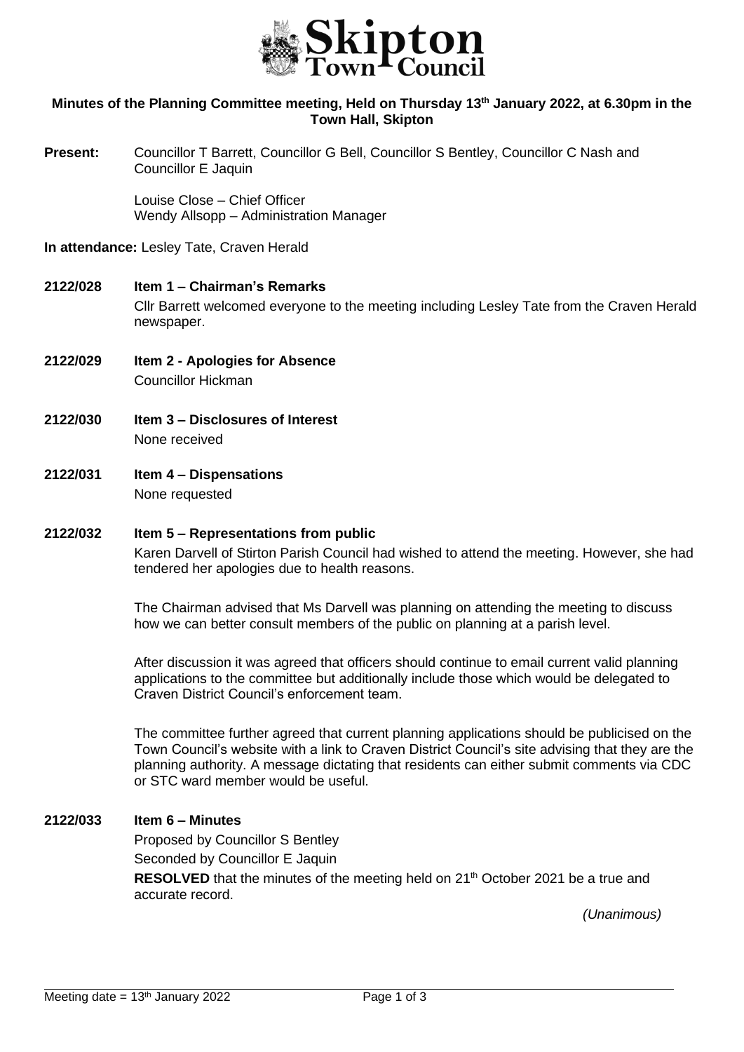# Skipton Town Council

**Minutes of the Planning Committee meeting, Held on Thursday 13th January 2022, at 6.30pm in the Town Hall, Skipton**

**Present:** Councillor T Barrett, Councillor G Bell, Councillor S Bentley, Councillor C Nash and Councillor E Jaquin

Louise Close – Chief Officer
Wendy Allsopp – Administration Manager

**In attendance:** Lesley Tate, Craven Herald

**2122/028 Item 1 – Chairman's Remarks**

Cllr Barrett welcomed everyone to the meeting including Lesley Tate from the Craven Herald newspaper.

**2122/029 Item 2 - Apologies for Absence**

Councillor Hickman

**2122/030 Item 3 – Disclosures of Interest**

None received

**2122/031 Item 4 – Dispensations**

None requested

**2122/032 Item 5 – Representations from public**

Karen Darvell of Stirton Parish Council had wished to attend the meeting. However, she had tendered her apologies due to health reasons.

The Chairman advised that Ms Darvell was planning on attending the meeting to discuss how we can better consult members of the public on planning at a parish level.

After discussion it was agreed that officers should continue to email current valid planning applications to the committee but additionally include those which would be delegated to Craven District Council's enforcement team.

The committee further agreed that current planning applications should be publicised on the Town Council's website with a link to Craven District Council's site advising that they are the planning authority. A message dictating that residents can either submit comments via CDC or STC ward member would be useful.

**2122/033 Item 6 – Minutes**

Proposed by Councillor S Bentley
Seconded by Councillor E Jaquin

**RESOLVED** that the minutes of the meeting held on 21th October 2021 be a true and accurate record.

*(Unanimous)*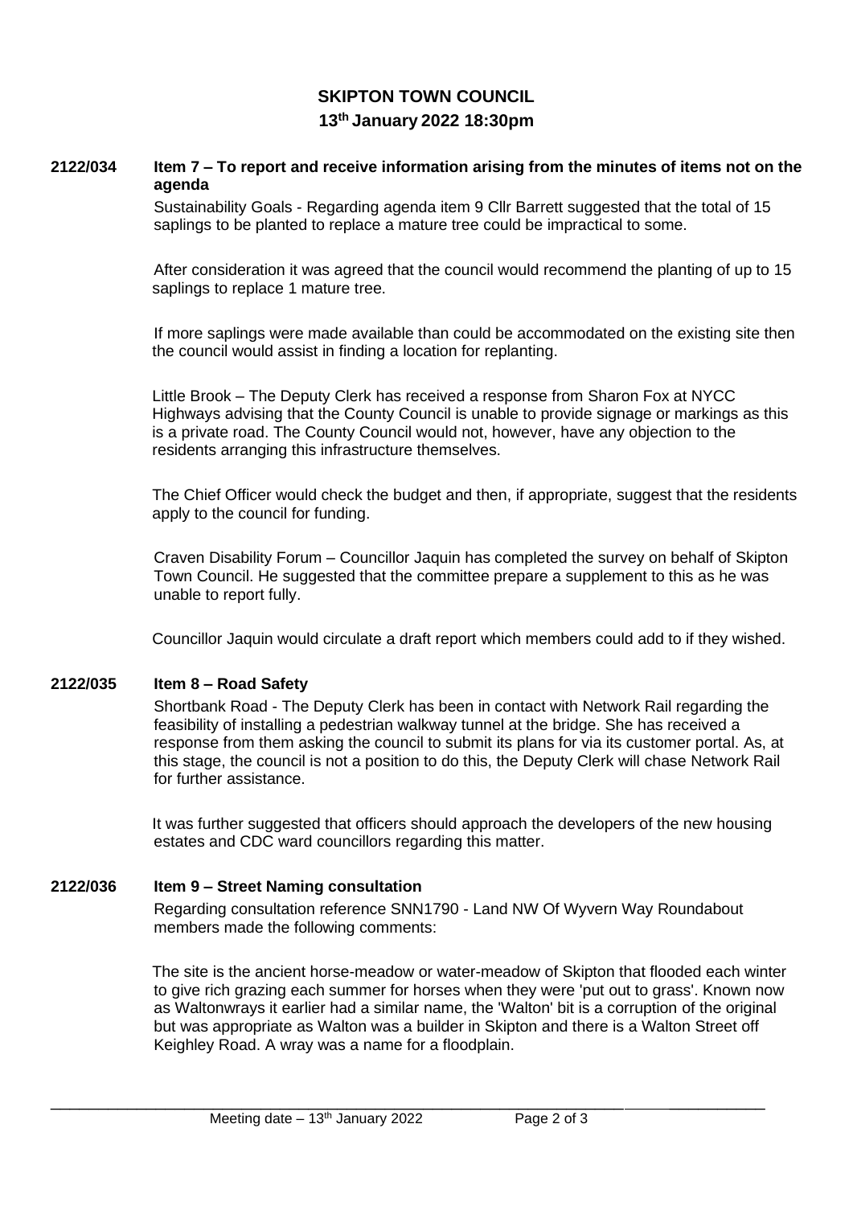**SKIPTON TOWN COUNCIL**
**13th January 2022 18:30pm**

**2122/034 Item 7 – To report and receive information arising from the minutes of items not on the agenda**

Sustainability Goals - Regarding agenda item 9 Cllr Barrett suggested that the total of 15 saplings to be planted to replace a mature tree could be impractical to some.

After consideration it was agreed that the council would recommend the planting of up to 15 saplings to replace 1 mature tree.

If more saplings were made available than could be accommodated on the existing site then the council would assist in finding a location for replanting.

Little Brook – The Deputy Clerk has received a response from Sharon Fox at NYCC Highways advising that the County Council is unable to provide signage or markings as this is a private road. The County Council would not, however, have any objection to the residents arranging this infrastructure themselves.

The Chief Officer would check the budget and then, if appropriate, suggest that the residents apply to the council for funding.

Craven Disability Forum – Councillor Jaquin has completed the survey on behalf of Skipton Town Council. He suggested that the committee prepare a supplement to this as he was unable to report fully.

Councillor Jaquin would circulate a draft report which members could add to if they wished.

**2122/035 Item 8 – Road Safety**

Shortbank Road - The Deputy Clerk has been in contact with Network Rail regarding the feasibility of installing a pedestrian walkway tunnel at the bridge. She has received a response from them asking the council to submit its plans for via its customer portal. As, at this stage, the council is not a position to do this, the Deputy Clerk will chase Network Rail for further assistance.

It was further suggested that officers should approach the developers of the new housing estates and CDC ward councillors regarding this matter.

**2122/036 Item 9 – Street Naming consultation**

Regarding consultation reference SNN1790 - Land NW Of Wyvern Way Roundabout members made the following comments:

The site is the ancient horse-meadow or water-meadow of Skipton that flooded each winter to give rich grazing each summer for horses when they were 'put out to grass'. Known now as Waltonwrays it earlier had a similar name, the 'Walton' bit is a corruption of the original but was appropriate as Walton was a builder in Skipton and there is a Walton Street off Keighley Road. A wray was a name for a floodplain.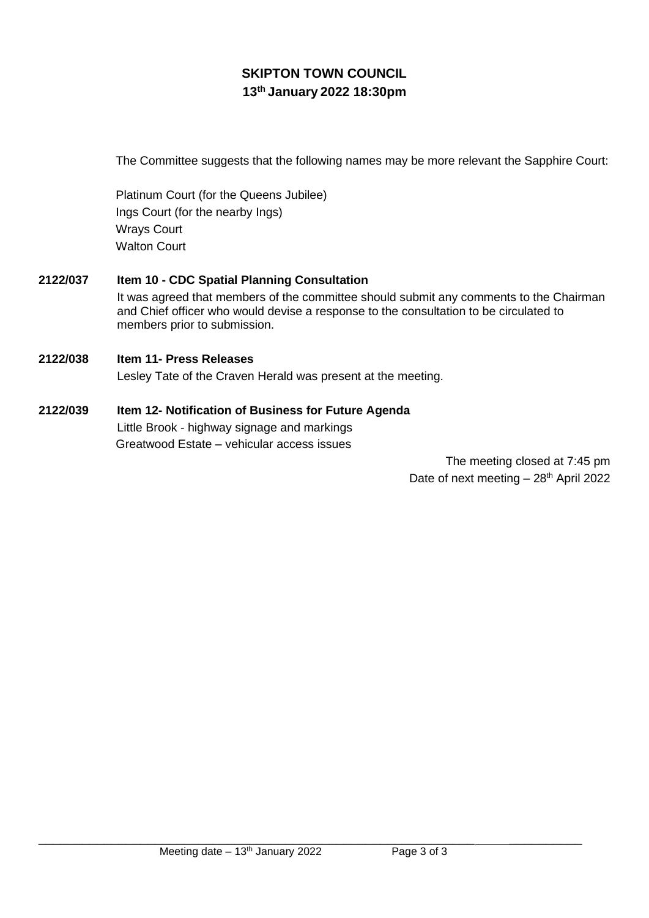**SKIPTON TOWN COUNCIL**
**13th January 2022 18:30pm**

The Committee suggests that the following names may be more relevant the Sapphire Court:

Platinum Court (for the Queens Jubilee)
Ings Court (for the nearby Ings)
Wrays Court
Walton Court

**2122/037 Item 10 - CDC Spatial Planning Consultation**

It was agreed that members of the committee should submit any comments to the Chairman and Chief officer who would devise a response to the consultation to be circulated to members prior to submission.

**2122/038 Item 11- Press Releases**

Lesley Tate of the Craven Herald was present at the meeting.

**2122/039 Item 12- Notification of Business for Future Agenda**

Little Brook - highway signage and markings
Greatwood Estate – vehicular access issues

The meeting closed at 7:45 pm
Date of next meeting – 28th April 2022